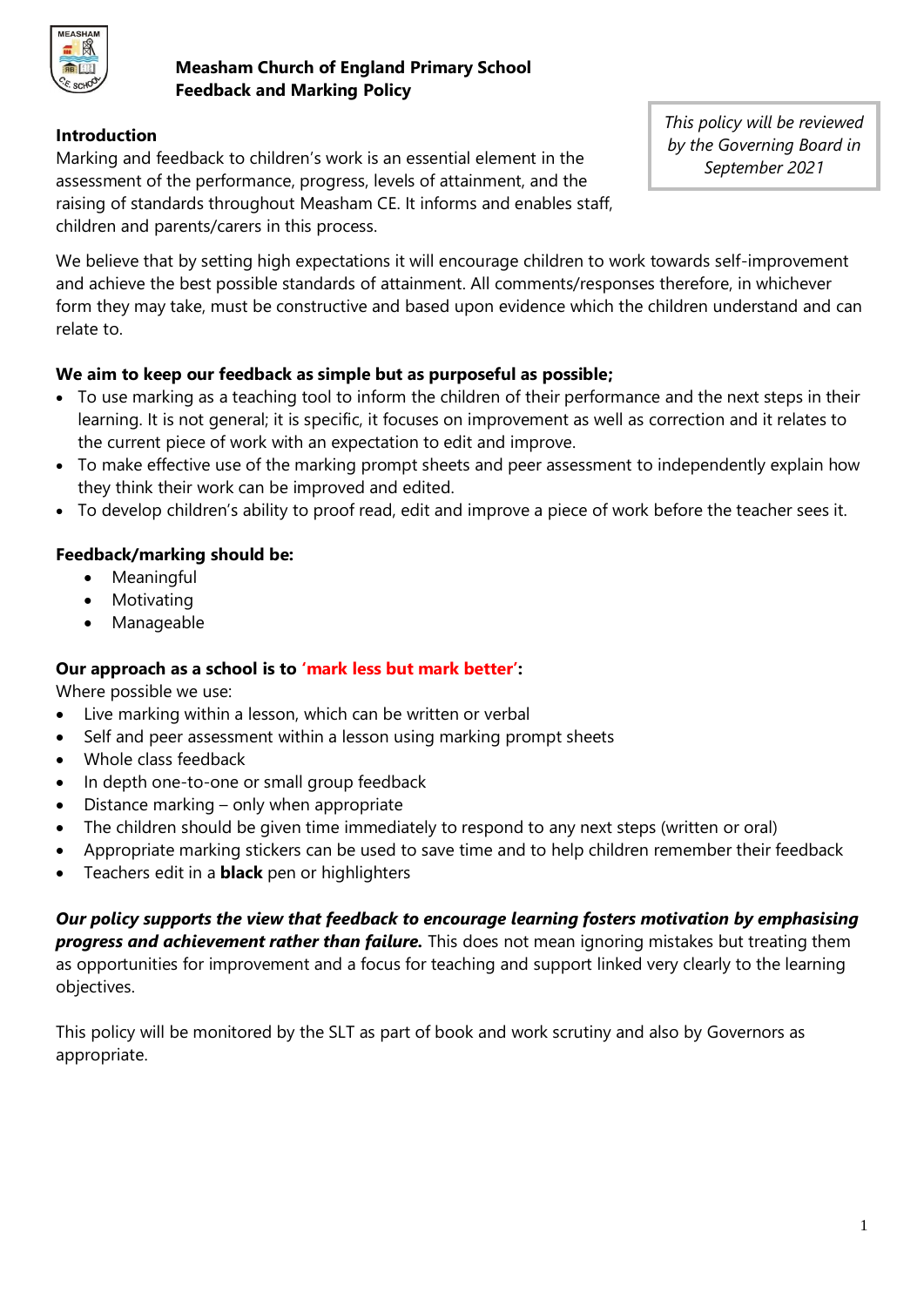# Measham Church of England Primary School
## Feedback and Marking Policy

*This policy will be reviewed by the Governing Board in September 2021*

**Introduction**

Marking and feedback to children's work is an essential element in the assessment of the performance, progress, levels of attainment, and the raising of standards throughout Measham CE. It informs and enables staff, children and parents/carers in this process.

We believe that by setting high expectations it will encourage children to work towards self-improvement and achieve the best possible standards of attainment. All comments/responses therefore, in whichever form they may take, must be constructive and based upon evidence which the children understand and can relate to.

**We aim to keep our feedback as simple but as purposeful as possible;**

- To use marking as a teaching tool to inform the children of their performance and the next steps in their learning. It is not general; it is specific, it focuses on improvement as well as correction and it relates to the current piece of work with an expectation to edit and improve.
- To make effective use of the marking prompt sheets and peer assessment to independently explain how they think their work can be improved and edited.
- To develop children's ability to proof read, edit and improve a piece of work before the teacher sees it.

**Feedback/marking should be:**

- Meaningful
- Motivating
- Manageable

**Our approach as a school is to 'mark less but mark better':**

Where possible we use:

- Live marking within a lesson, which can be written or verbal
- Self and peer assessment within a lesson using marking prompt sheets
- Whole class feedback
- In depth one-to-one or small group feedback
- Distance marking – only when appropriate
- The children should be given time immediately to respond to any next steps (written or oral)
- Appropriate marking stickers can be used to save time and to help children remember their feedback
- Teachers edit in a **black** pen or highlighters

***Our policy supports the view that feedback to encourage learning fosters motivation by emphasising progress and achievement rather than failure.*** This does not mean ignoring mistakes but treating them as opportunities for improvement and a focus for teaching and support linked very clearly to the learning objectives.

This policy will be monitored by the SLT as part of book and work scrutiny and also by Governors as appropriate.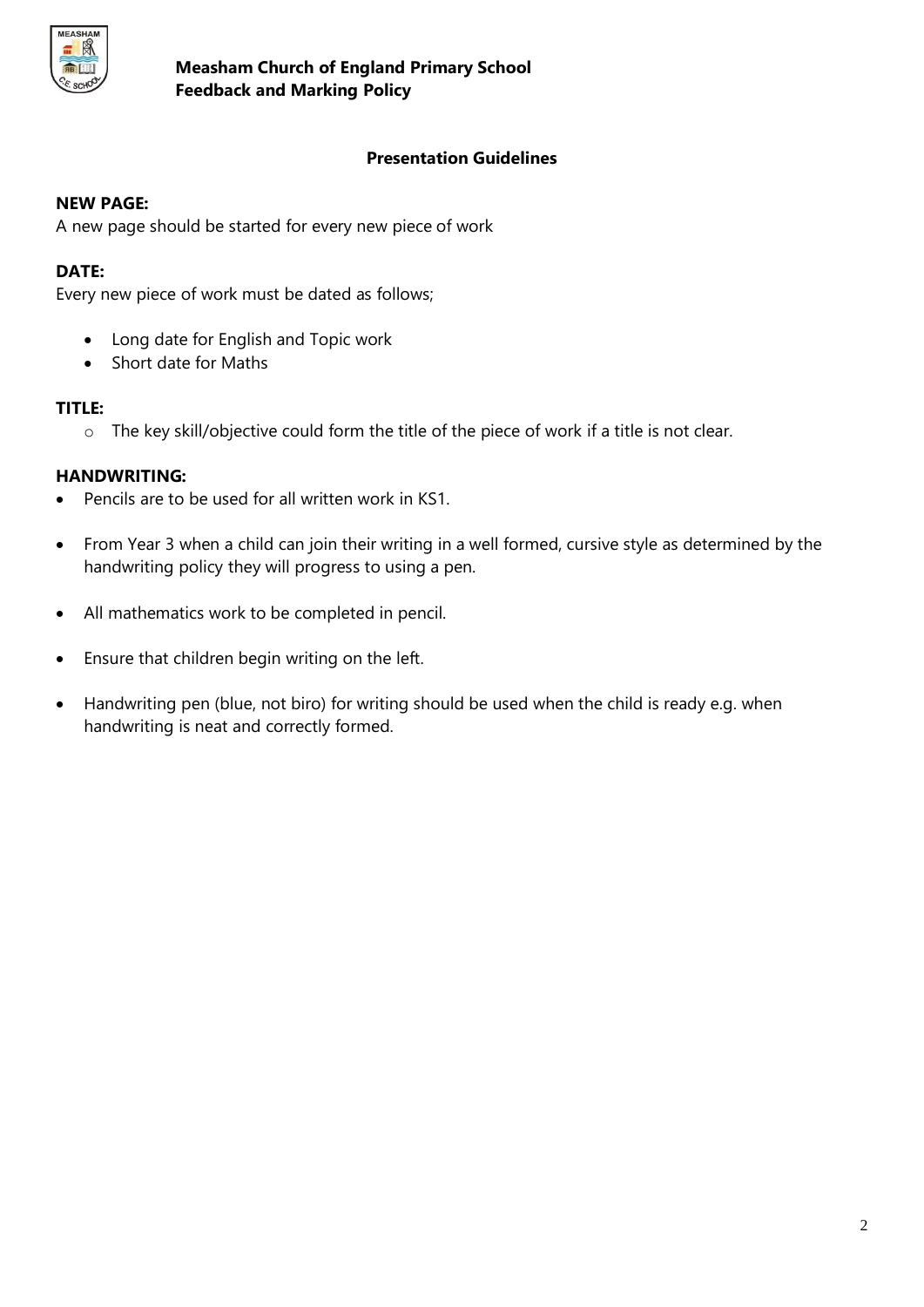**Measham Church of England Primary School**
**Feedback and Marking Policy**

## Presentation Guidelines

**NEW PAGE:**

A new page should be started for every new piece of work

**DATE:**

Every new piece of work must be dated as follows;

- Long date for English and Topic work
- Short date for Maths

**TITLE:**

- The key skill/objective could form the title of the piece of work if a title is not clear.

**HANDWRITING:**

- Pencils are to be used for all written work in KS1.
- From Year 3 when a child can join their writing in a well formed, cursive style as determined by the handwriting policy they will progress to using a pen.
- All mathematics work to be completed in pencil.
- Ensure that children begin writing on the left.
- Handwriting pen (blue, not biro) for writing should be used when the child is ready e.g. when handwriting is neat and correctly formed.